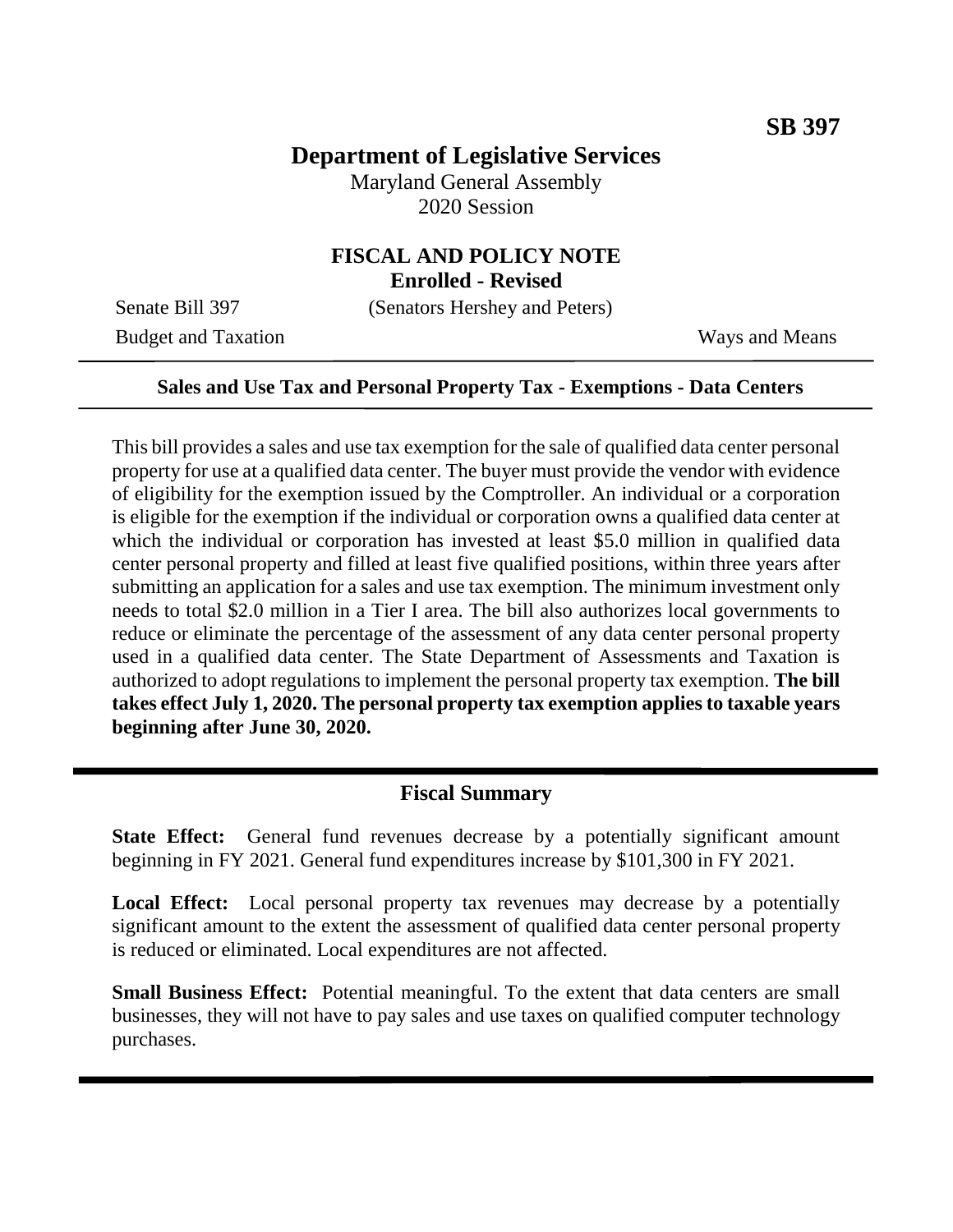**SB 397**

# Department of Legislative Services

Maryland General Assembly
2020 Session

## FISCAL AND POLICY NOTE
**Enrolled - Revised**

Senate Bill 397 (Senators Hershey and Peters)
Budget and Taxation Ways and Means

---

**Sales and Use Tax and Personal Property Tax - Exemptions - Data Centers**

---

This bill provides a sales and use tax exemption for the sale of qualified data center personal property for use at a qualified data center. The buyer must provide the vendor with evidence of eligibility for the exemption issued by the Comptroller. An individual or a corporation is eligible for the exemption if the individual or corporation owns a qualified data center at which the individual or corporation has invested at least \$5.0 million in qualified data center personal property and filled at least five qualified positions, within three years after submitting an application for a sales and use tax exemption. The minimum investment only needs to total \$2.0 million in a Tier I area. The bill also authorizes local governments to reduce or eliminate the percentage of the assessment of any data center personal property used in a qualified data center. The State Department of Assessments and Taxation is authorized to adopt regulations to implement the personal property tax exemption. **The bill takes effect July 1, 2020. The personal property tax exemption applies to taxable years beginning after June 30, 2020.**

---

## Fiscal Summary

**State Effect:** General fund revenues decrease by a potentially significant amount beginning in FY 2021. General fund expenditures increase by \$101,300 in FY 2021.

**Local Effect:** Local personal property tax revenues may decrease by a potentially significant amount to the extent the assessment of qualified data center personal property is reduced or eliminated. Local expenditures are not affected.

**Small Business Effect:** Potential meaningful. To the extent that data centers are small businesses, they will not have to pay sales and use taxes on qualified computer technology purchases.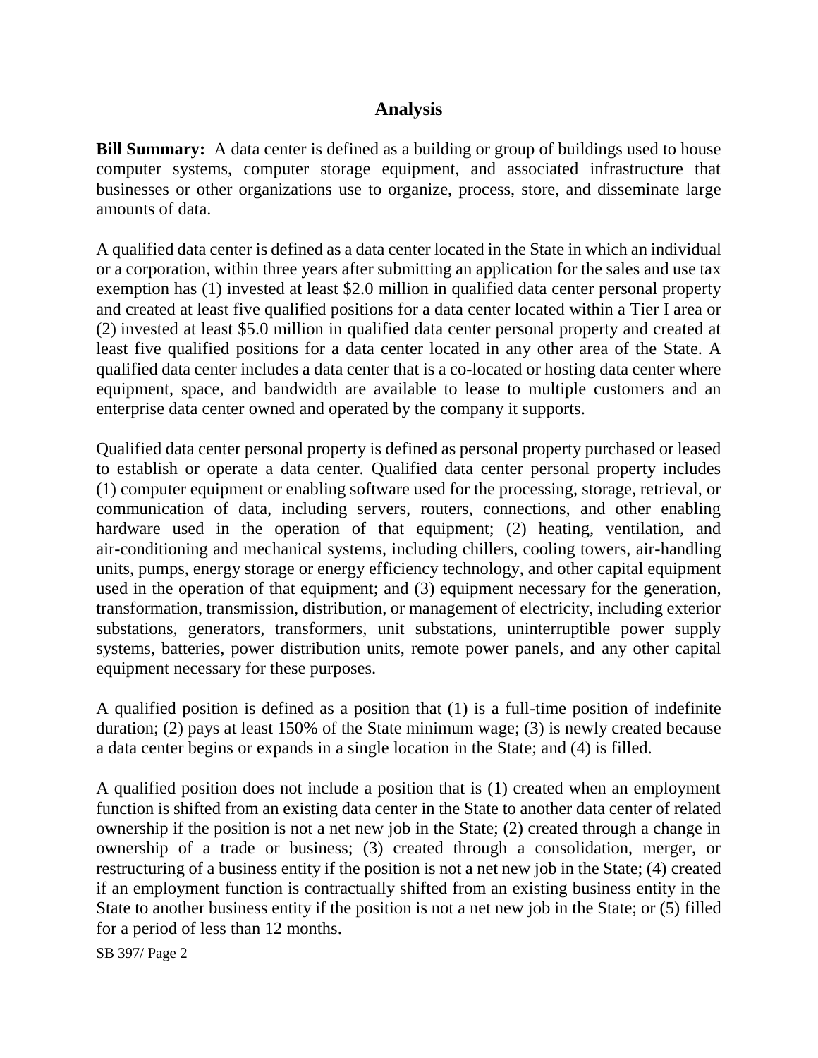## Analysis

**Bill Summary:** A data center is defined as a building or group of buildings used to house computer systems, computer storage equipment, and associated infrastructure that businesses or other organizations use to organize, process, store, and disseminate large amounts of data.

A qualified data center is defined as a data center located in the State in which an individual or a corporation, within three years after submitting an application for the sales and use tax exemption has (1) invested at least $2.0 million in qualified data center personal property and created at least five qualified positions for a data center located within a Tier I area or (2) invested at least $5.0 million in qualified data center personal property and created at least five qualified positions for a data center located in any other area of the State. A qualified data center includes a data center that is a co-located or hosting data center where equipment, space, and bandwidth are available to lease to multiple customers and an enterprise data center owned and operated by the company it supports.

Qualified data center personal property is defined as personal property purchased or leased to establish or operate a data center. Qualified data center personal property includes (1) computer equipment or enabling software used for the processing, storage, retrieval, or communication of data, including servers, routers, connections, and other enabling hardware used in the operation of that equipment; (2) heating, ventilation, and air-conditioning and mechanical systems, including chillers, cooling towers, air-handling units, pumps, energy storage or energy efficiency technology, and other capital equipment used in the operation of that equipment; and (3) equipment necessary for the generation, transformation, transmission, distribution, or management of electricity, including exterior substations, generators, transformers, unit substations, uninterruptible power supply systems, batteries, power distribution units, remote power panels, and any other capital equipment necessary for these purposes.

A qualified position is defined as a position that (1) is a full-time position of indefinite duration; (2) pays at least 150% of the State minimum wage; (3) is newly created because a data center begins or expands in a single location in the State; and (4) is filled.

A qualified position does not include a position that is (1) created when an employment function is shifted from an existing data center in the State to another data center of related ownership if the position is not a net new job in the State; (2) created through a change in ownership of a trade or business; (3) created through a consolidation, merger, or restructuring of a business entity if the position is not a net new job in the State; (4) created if an employment function is contractually shifted from an existing business entity in the State to another business entity if the position is not a net new job in the State; or (5) filled for a period of less than 12 months.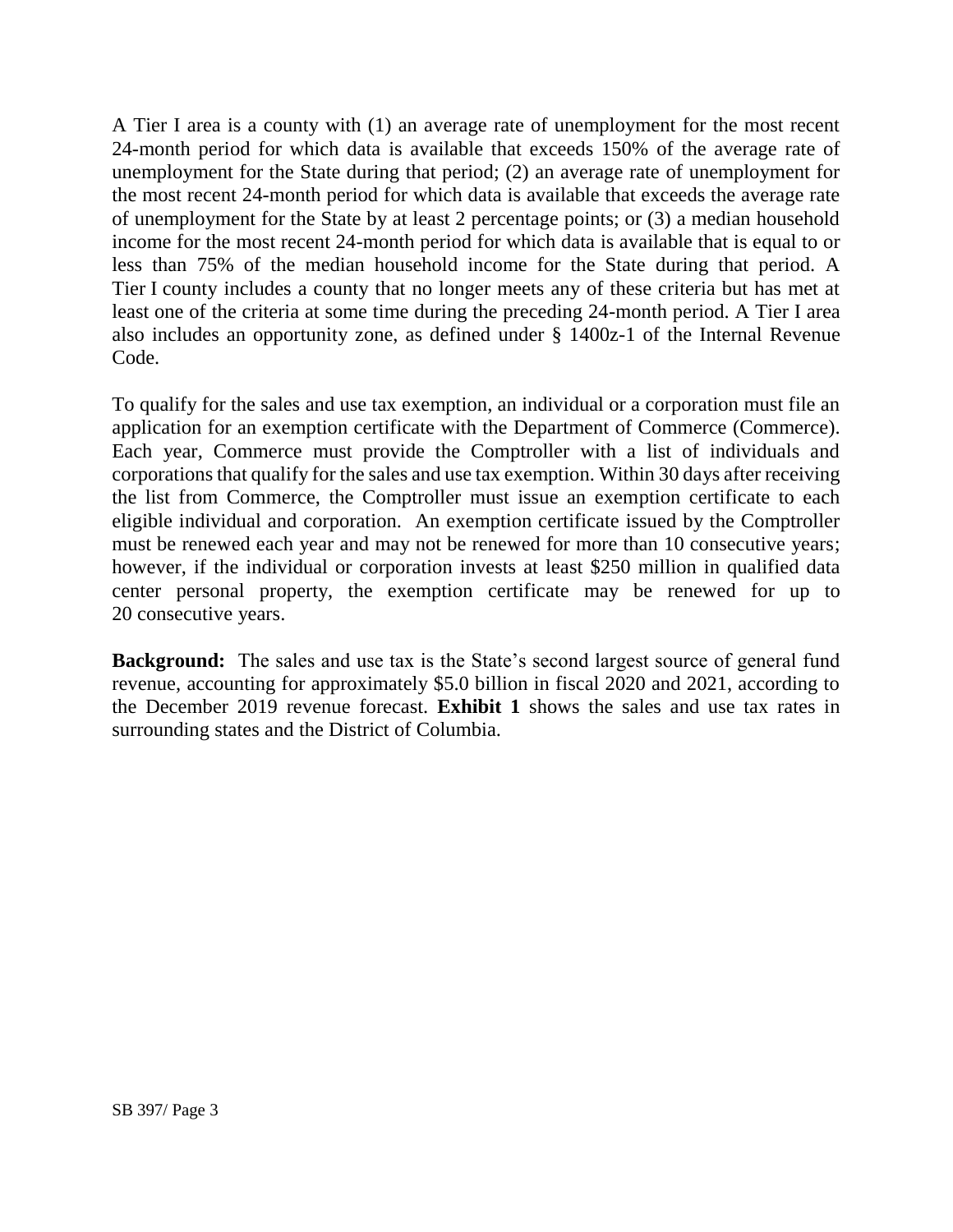A Tier I area is a county with (1) an average rate of unemployment for the most recent 24-month period for which data is available that exceeds 150% of the average rate of unemployment for the State during that period; (2) an average rate of unemployment for the most recent 24-month period for which data is available that exceeds the average rate of unemployment for the State by at least 2 percentage points; or (3) a median household income for the most recent 24-month period for which data is available that is equal to or less than 75% of the median household income for the State during that period. A Tier I county includes a county that no longer meets any of these criteria but has met at least one of the criteria at some time during the preceding 24-month period. A Tier I area also includes an opportunity zone, as defined under § 1400z-1 of the Internal Revenue Code.

To qualify for the sales and use tax exemption, an individual or a corporation must file an application for an exemption certificate with the Department of Commerce (Commerce). Each year, Commerce must provide the Comptroller with a list of individuals and corporations that qualify for the sales and use tax exemption. Within 30 days after receiving the list from Commerce, the Comptroller must issue an exemption certificate to each eligible individual and corporation. An exemption certificate issued by the Comptroller must be renewed each year and may not be renewed for more than 10 consecutive years; however, if the individual or corporation invests at least $250 million in qualified data center personal property, the exemption certificate may be renewed for up to 20 consecutive years.

**Background:** The sales and use tax is the State's second largest source of general fund revenue, accounting for approximately $5.0 billion in fiscal 2020 and 2021, according to the December 2019 revenue forecast. **Exhibit 1** shows the sales and use tax rates in surrounding states and the District of Columbia.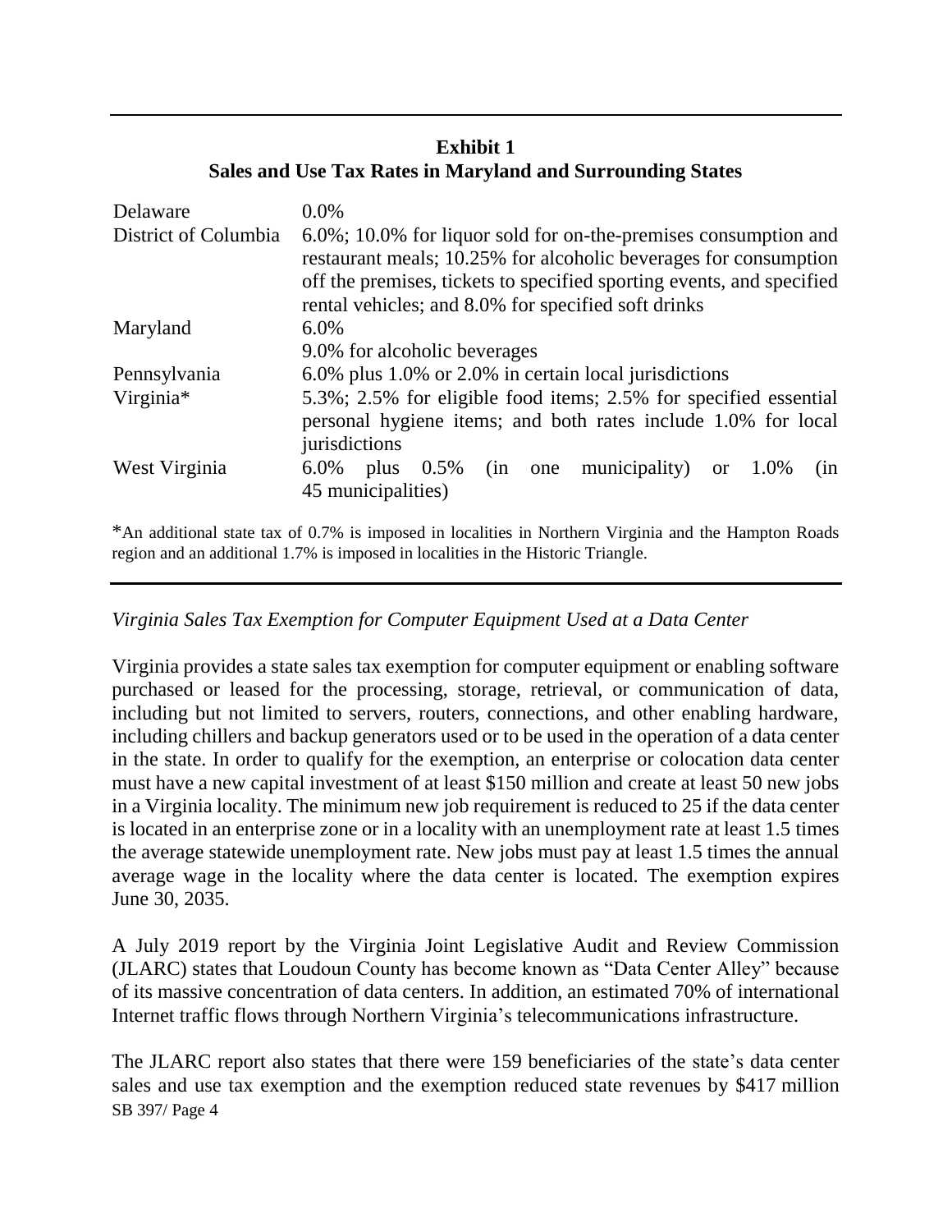**Exhibit 1**
**Sales and Use Tax Rates in Maryland and Surrounding States**

| | |
|---|---|
| Delaware | 0.0% |
| District of Columbia | 6.0%; 10.0% for liquor sold for on-the-premises consumption and restaurant meals; 10.25% for alcoholic beverages for consumption off the premises, tickets to specified sporting events, and specified rental vehicles; and 8.0% for specified soft drinks |
| Maryland | 6.0%<br>9.0% for alcoholic beverages |
| Pennsylvania | 6.0% plus 1.0% or 2.0% in certain local jurisdictions |
| Virginia* | 5.3%; 2.5% for eligible food items; 2.5% for specified essential personal hygiene items; and both rates include 1.0% for local jurisdictions |
| West Virginia | 6.0% plus 0.5% (in one municipality) or 1.0% (in 45 municipalities) |

*An additional state tax of 0.7% is imposed in localities in Northern Virginia and the Hampton Roads region and an additional 1.7% is imposed in localities in the Historic Triangle.

*Virginia Sales Tax Exemption for Computer Equipment Used at a Data Center*

Virginia provides a state sales tax exemption for computer equipment or enabling software purchased or leased for the processing, storage, retrieval, or communication of data, including but not limited to servers, routers, connections, and other enabling hardware, including chillers and backup generators used or to be used in the operation of a data center in the state. In order to qualify for the exemption, an enterprise or colocation data center must have a new capital investment of at least $150 million and create at least 50 new jobs in a Virginia locality. The minimum new job requirement is reduced to 25 if the data center is located in an enterprise zone or in a locality with an unemployment rate at least 1.5 times the average statewide unemployment rate. New jobs must pay at least 1.5 times the annual average wage in the locality where the data center is located. The exemption expires June 30, 2035.

A July 2019 report by the Virginia Joint Legislative Audit and Review Commission (JLARC) states that Loudoun County has become known as "Data Center Alley" because of its massive concentration of data centers. In addition, an estimated 70% of international Internet traffic flows through Northern Virginia's telecommunications infrastructure.

The JLARC report also states that there were 159 beneficiaries of the state's data center sales and use tax exemption and the exemption reduced state revenues by $417 million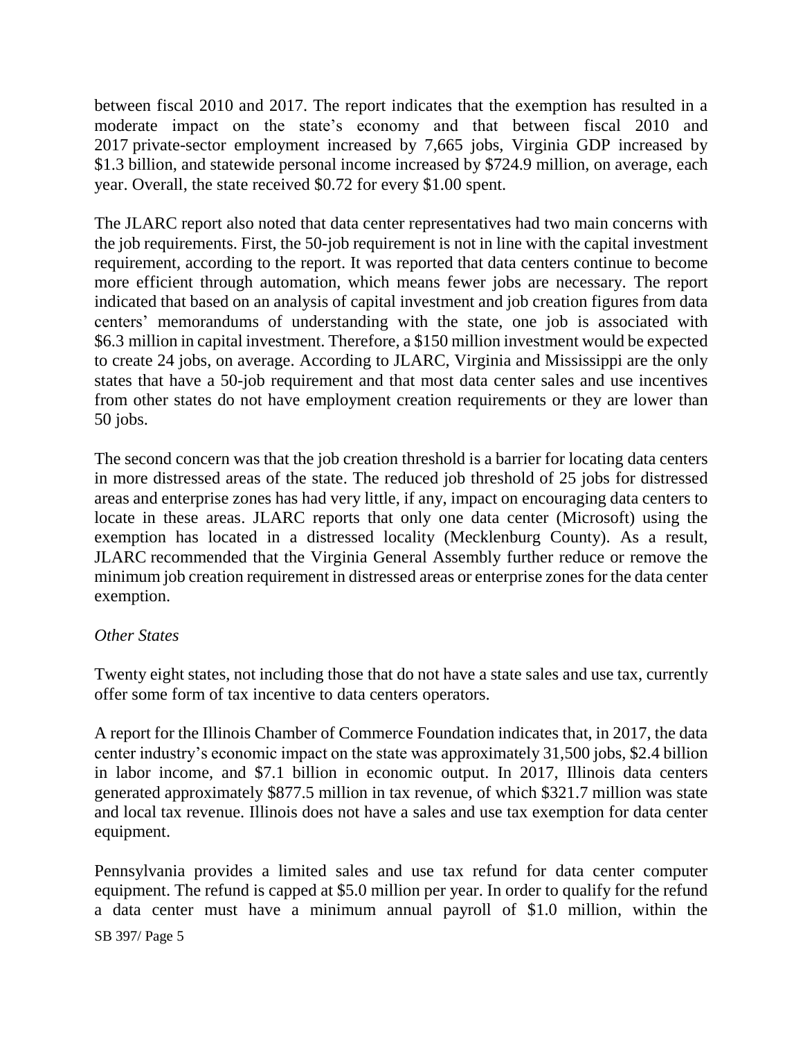between fiscal 2010 and 2017. The report indicates that the exemption has resulted in a moderate impact on the state's economy and that between fiscal 2010 and 2017 private-sector employment increased by 7,665 jobs, Virginia GDP increased by $1.3 billion, and statewide personal income increased by $724.9 million, on average, each year. Overall, the state received $0.72 for every $1.00 spent.

The JLARC report also noted that data center representatives had two main concerns with the job requirements. First, the 50-job requirement is not in line with the capital investment requirement, according to the report. It was reported that data centers continue to become more efficient through automation, which means fewer jobs are necessary. The report indicated that based on an analysis of capital investment and job creation figures from data centers' memorandums of understanding with the state, one job is associated with $6.3 million in capital investment. Therefore, a $150 million investment would be expected to create 24 jobs, on average. According to JLARC, Virginia and Mississippi are the only states that have a 50-job requirement and that most data center sales and use incentives from other states do not have employment creation requirements or they are lower than 50 jobs.

The second concern was that the job creation threshold is a barrier for locating data centers in more distressed areas of the state. The reduced job threshold of 25 jobs for distressed areas and enterprise zones has had very little, if any, impact on encouraging data centers to locate in these areas. JLARC reports that only one data center (Microsoft) using the exemption has located in a distressed locality (Mecklenburg County). As a result, JLARC recommended that the Virginia General Assembly further reduce or remove the minimum job creation requirement in distressed areas or enterprise zones for the data center exemption.

*Other States*

Twenty eight states, not including those that do not have a state sales and use tax, currently offer some form of tax incentive to data centers operators.

A report for the Illinois Chamber of Commerce Foundation indicates that, in 2017, the data center industry's economic impact on the state was approximately 31,500 jobs, $2.4 billion in labor income, and $7.1 billion in economic output. In 2017, Illinois data centers generated approximately $877.5 million in tax revenue, of which $321.7 million was state and local tax revenue. Illinois does not have a sales and use tax exemption for data center equipment.

Pennsylvania provides a limited sales and use tax refund for data center computer equipment. The refund is capped at $5.0 million per year. In order to qualify for the refund a data center must have a minimum annual payroll of $1.0 million, within the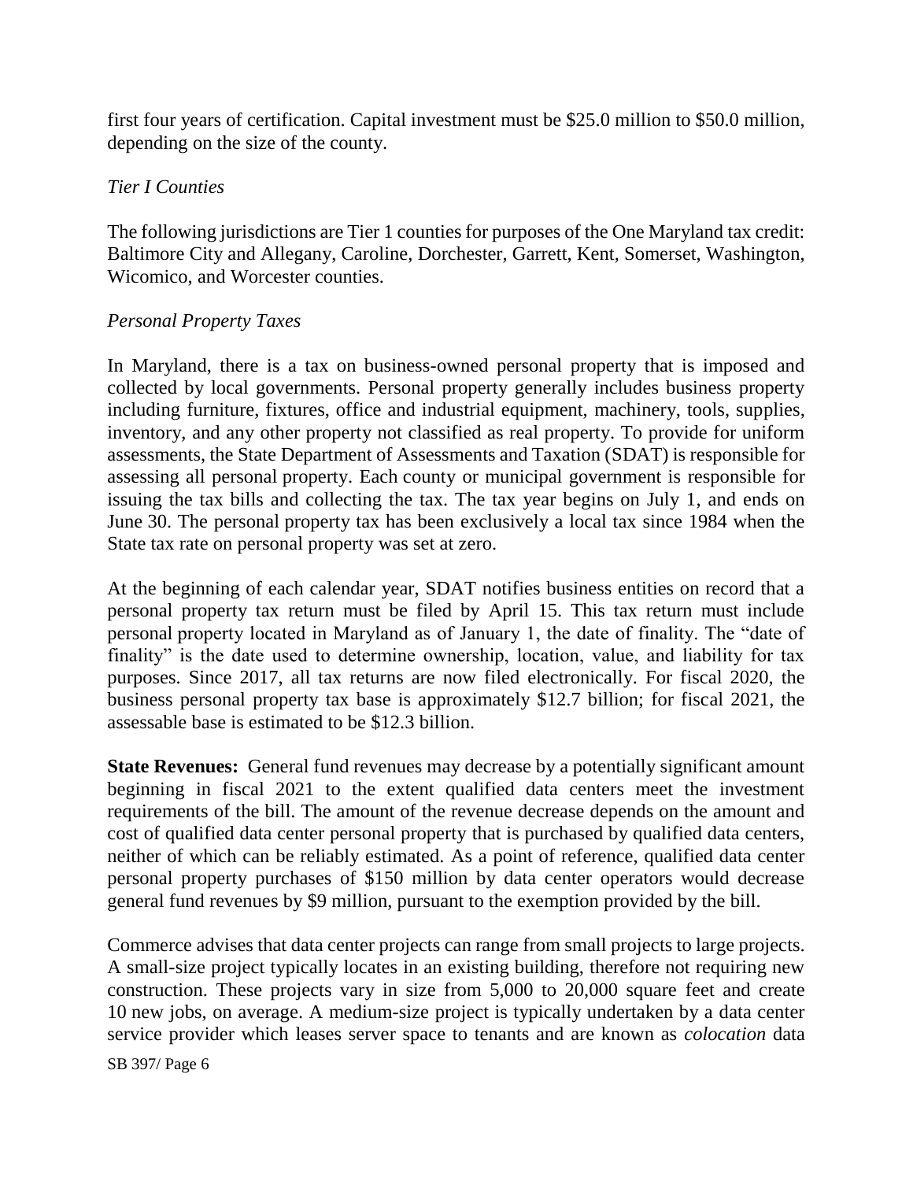first four years of certification. Capital investment must be $25.0 million to $50.0 million, depending on the size of the county.

*Tier I Counties*

The following jurisdictions are Tier 1 counties for purposes of the One Maryland tax credit: Baltimore City and Allegany, Caroline, Dorchester, Garrett, Kent, Somerset, Washington, Wicomico, and Worcester counties.

*Personal Property Taxes*

In Maryland, there is a tax on business-owned personal property that is imposed and collected by local governments. Personal property generally includes business property including furniture, fixtures, office and industrial equipment, machinery, tools, supplies, inventory, and any other property not classified as real property. To provide for uniform assessments, the State Department of Assessments and Taxation (SDAT) is responsible for assessing all personal property. Each county or municipal government is responsible for issuing the tax bills and collecting the tax. The tax year begins on July 1, and ends on June 30. The personal property tax has been exclusively a local tax since 1984 when the State tax rate on personal property was set at zero.

At the beginning of each calendar year, SDAT notifies business entities on record that a personal property tax return must be filed by April 15. This tax return must include personal property located in Maryland as of January 1, the date of finality. The "date of finality" is the date used to determine ownership, location, value, and liability for tax purposes. Since 2017, all tax returns are now filed electronically. For fiscal 2020, the business personal property tax base is approximately $12.7 billion; for fiscal 2021, the assessable base is estimated to be $12.3 billion.

**State Revenues:** General fund revenues may decrease by a potentially significant amount beginning in fiscal 2021 to the extent qualified data centers meet the investment requirements of the bill. The amount of the revenue decrease depends on the amount and cost of qualified data center personal property that is purchased by qualified data centers, neither of which can be reliably estimated. As a point of reference, qualified data center personal property purchases of $150 million by data center operators would decrease general fund revenues by $9 million, pursuant to the exemption provided by the bill.

Commerce advises that data center projects can range from small projects to large projects. A small-size project typically locates in an existing building, therefore not requiring new construction. These projects vary in size from 5,000 to 20,000 square feet and create 10 new jobs, on average. A medium-size project is typically undertaken by a data center service provider which leases server space to tenants and are known as *colocation* data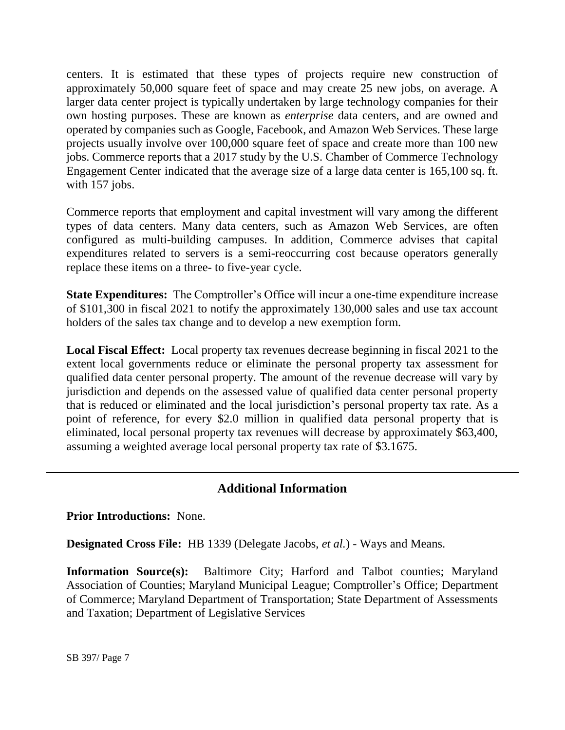centers. It is estimated that these types of projects require new construction of approximately 50,000 square feet of space and may create 25 new jobs, on average. A larger data center project is typically undertaken by large technology companies for their own hosting purposes. These are known as *enterprise* data centers, and are owned and operated by companies such as Google, Facebook, and Amazon Web Services. These large projects usually involve over 100,000 square feet of space and create more than 100 new jobs. Commerce reports that a 2017 study by the U.S. Chamber of Commerce Technology Engagement Center indicated that the average size of a large data center is 165,100 sq. ft. with 157 jobs.

Commerce reports that employment and capital investment will vary among the different types of data centers. Many data centers, such as Amazon Web Services, are often configured as multi-building campuses. In addition, Commerce advises that capital expenditures related to servers is a semi-reoccurring cost because operators generally replace these items on a three- to five-year cycle.

**State Expenditures:** The Comptroller's Office will incur a one-time expenditure increase of $101,300 in fiscal 2021 to notify the approximately 130,000 sales and use tax account holders of the sales tax change and to develop a new exemption form.

**Local Fiscal Effect:** Local property tax revenues decrease beginning in fiscal 2021 to the extent local governments reduce or eliminate the personal property tax assessment for qualified data center personal property. The amount of the revenue decrease will vary by jurisdiction and depends on the assessed value of qualified data center personal property that is reduced or eliminated and the local jurisdiction's personal property tax rate. As a point of reference, for every $2.0 million in qualified data personal property that is eliminated, local personal property tax revenues will decrease by approximately $63,400, assuming a weighted average local personal property tax rate of $3.1675.

## Additional Information

**Prior Introductions:** None.

**Designated Cross File:** HB 1339 (Delegate Jacobs, *et al.*) - Ways and Means.

**Information Source(s):** Baltimore City; Harford and Talbot counties; Maryland Association of Counties; Maryland Municipal League; Comptroller's Office; Department of Commerce; Maryland Department of Transportation; State Department of Assessments and Taxation; Department of Legislative Services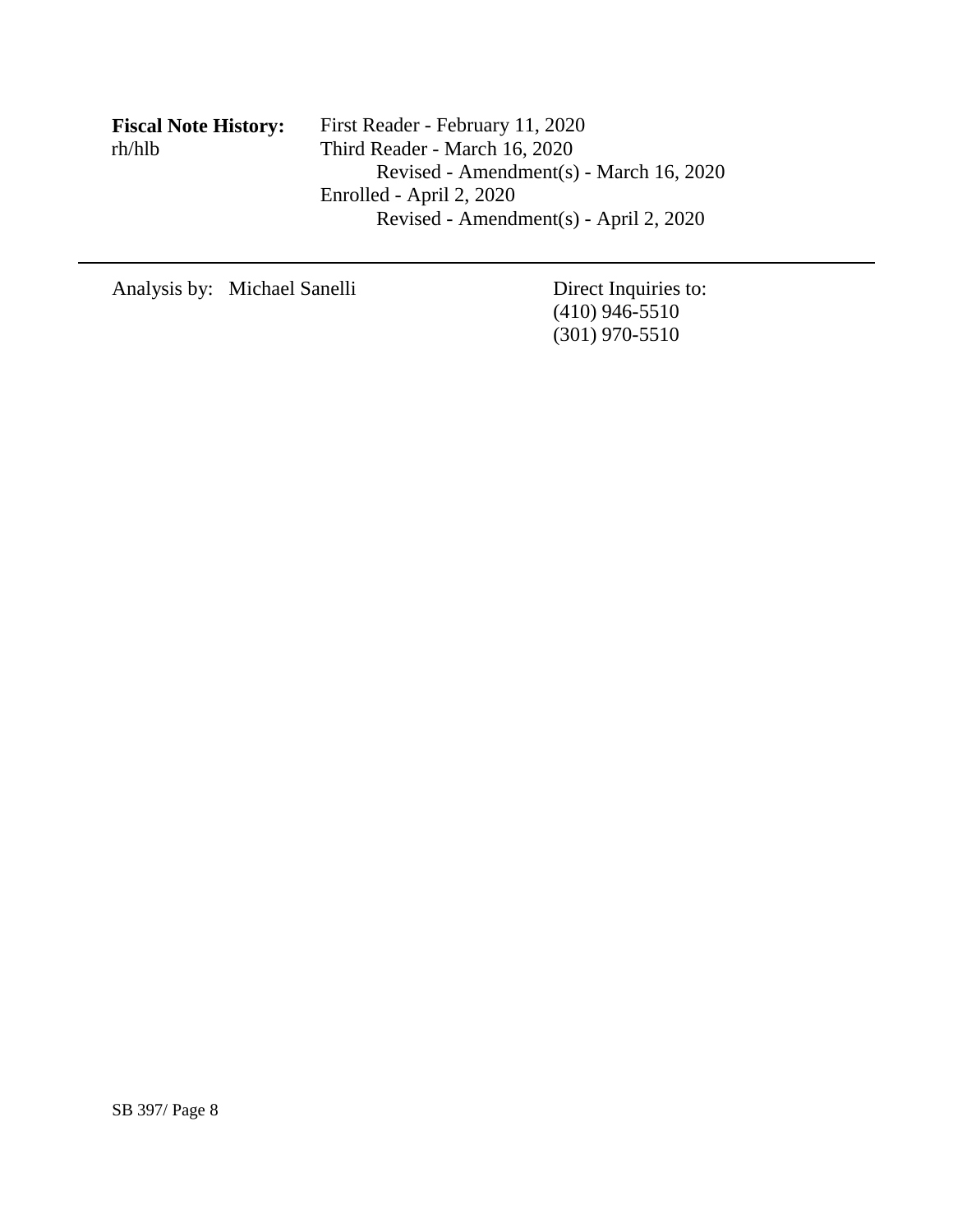**Fiscal Note History:** First Reader - February 11, 2020
rh/hlb Third Reader - March 16, 2020
Revised - Amendment(s) - March 16, 2020
Enrolled - April 2, 2020
Revised - Amendment(s) - April 2, 2020

---

Analysis by: Michael Sanelli

Direct Inquiries to:
(410) 946-5510
(301) 970-5510